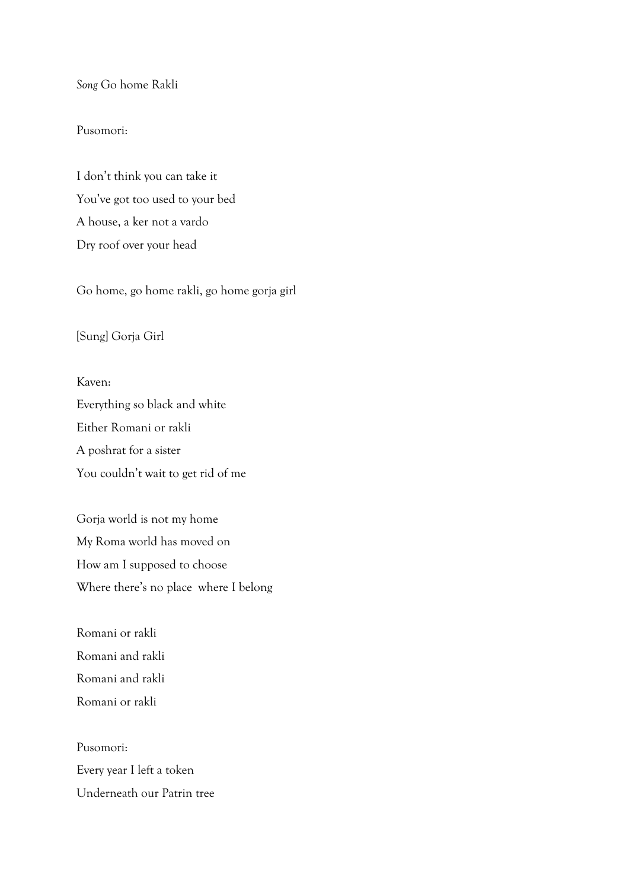*Song* Go home Rakli

Pusomori:

I don't think you can take it
You've got too used to your bed
A house, a ker not a vardo
Dry roof over your head

Go home, go home rakli, go home gorja girl

[Sung] Gorja Girl

Kaven:
Everything so black and white
Either Romani or rakli
A poshrat for a sister
You couldn't wait to get rid of me

Gorja world is not my home
My Roma world has moved on
How am I supposed to choose
Where there's no place where I belong

Romani or rakli
Romani and rakli
Romani and rakli
Romani or rakli

Pusomori:
Every year I left a token
Underneath our Patrin tree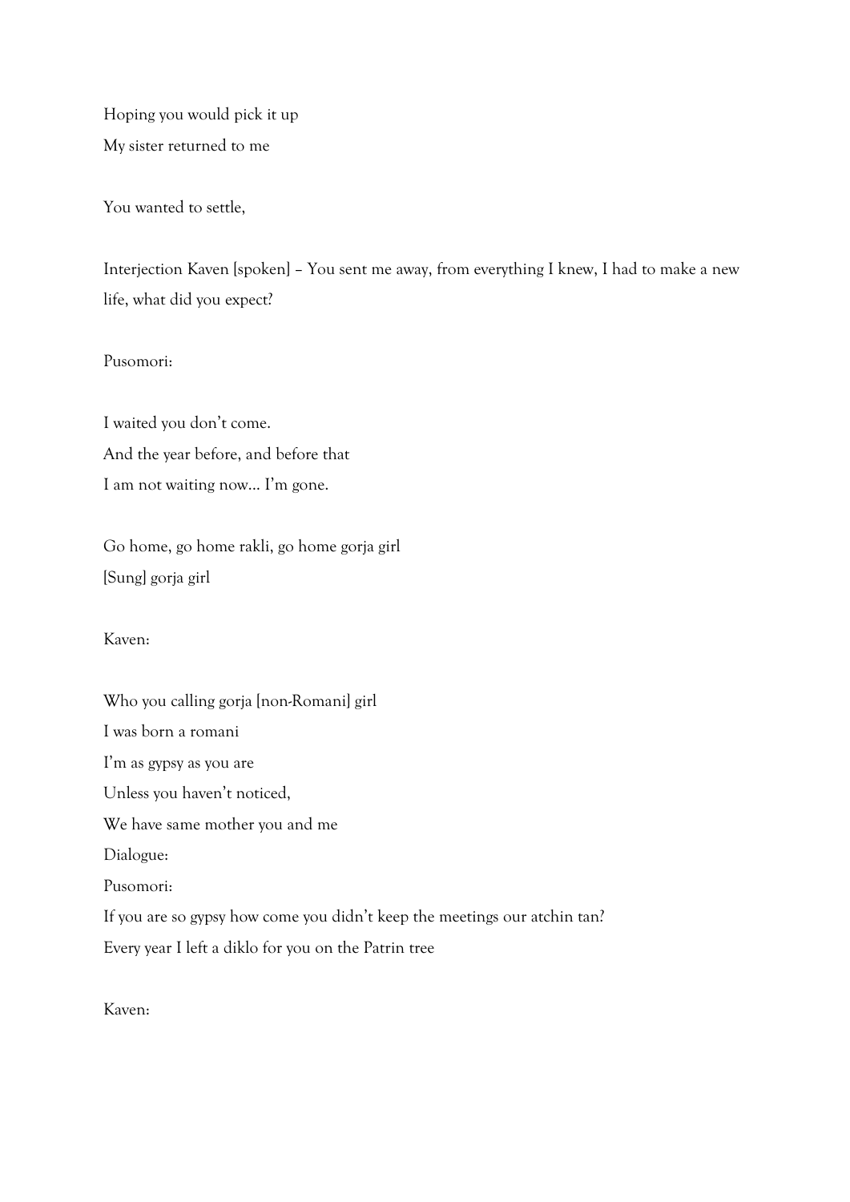Hoping you would pick it up

My sister returned to me

You wanted to settle,

Interjection Kaven [spoken] – You sent me away, from everything I knew, I had to make a new life, what did you expect?

Pusomori:

I waited you don't come.

And the year before, and before that

I am not waiting now… I'm gone.

Go home, go home rakli, go home gorja girl

[Sung] gorja girl

Kaven:

Who you calling gorja [non-Romani] girl

I was born a romani

I'm as gypsy as you are

Unless you haven't noticed,

We have same mother you and me

Dialogue:

Pusomori:

If you are so gypsy how come you didn't keep the meetings our atchin tan?

Every year I left a diklo for you on the Patrin tree

Kaven: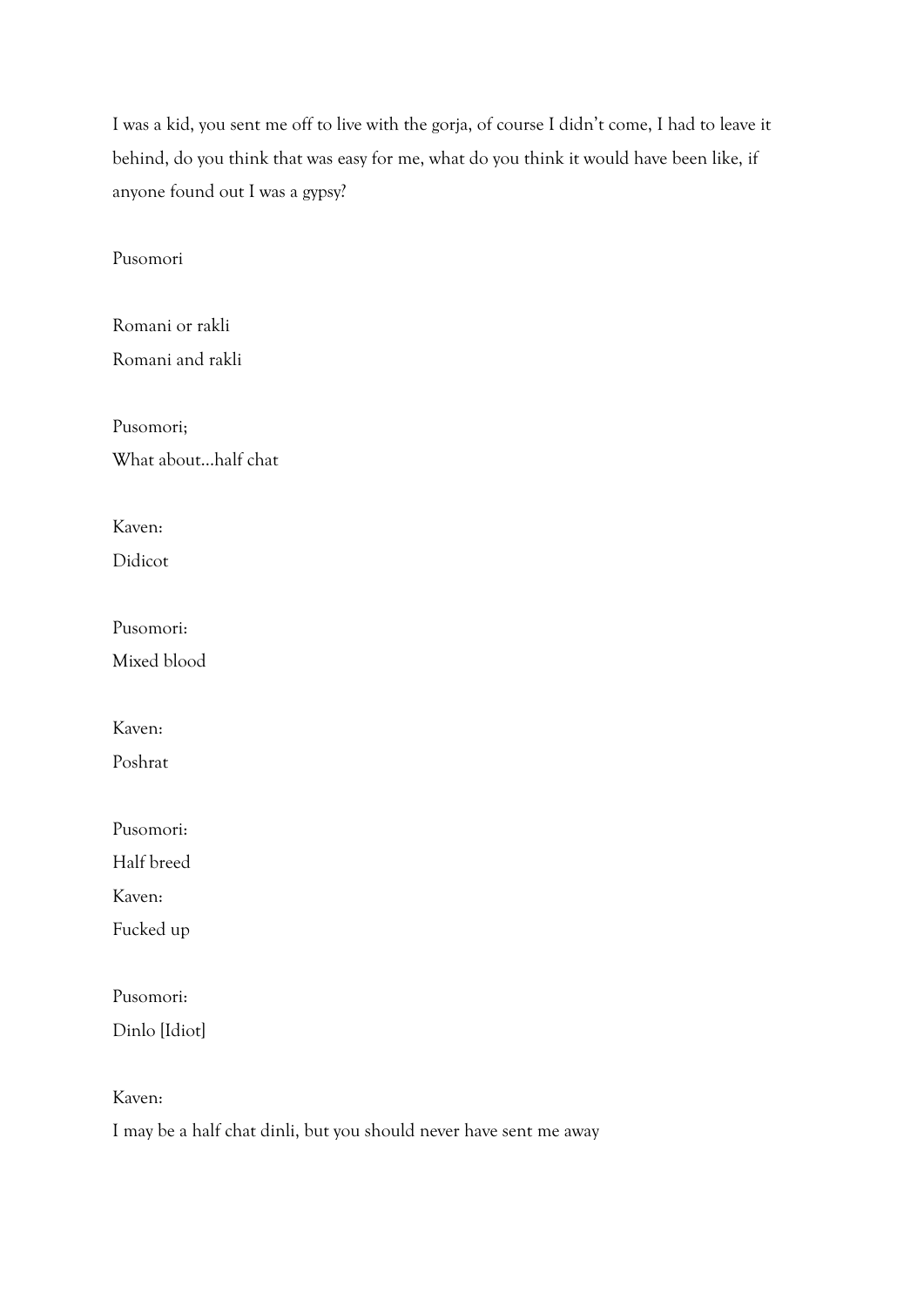I was a kid, you sent me off to live with the gorja, of course I didn't come, I had to leave it behind, do you think that was easy for me, what do you think it would have been like, if anyone found out I was a gypsy?

Pusomori

Romani or rakli
Romani and rakli

Pusomori;
What about…half chat

Kaven:
Didicot

Pusomori:
Mixed blood

Kaven:
Poshrat

Pusomori:
Half breed
Kaven:
Fucked up

Pusomori:
Dinlo [Idiot]

Kaven:
I may be a half chat dinli, but you should never have sent me away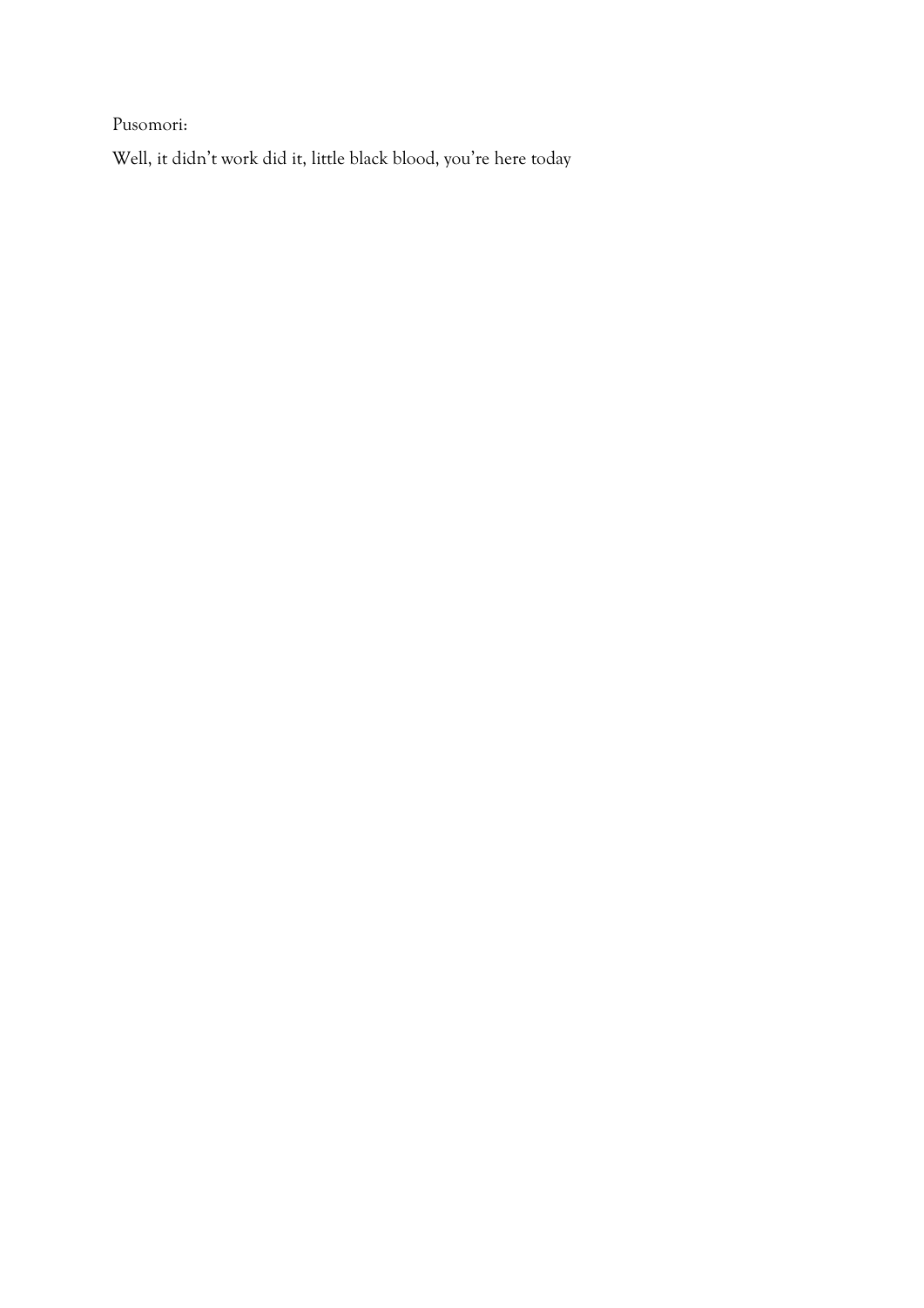Pusomori:

Well, it didn't work did it, little black blood, you're here today